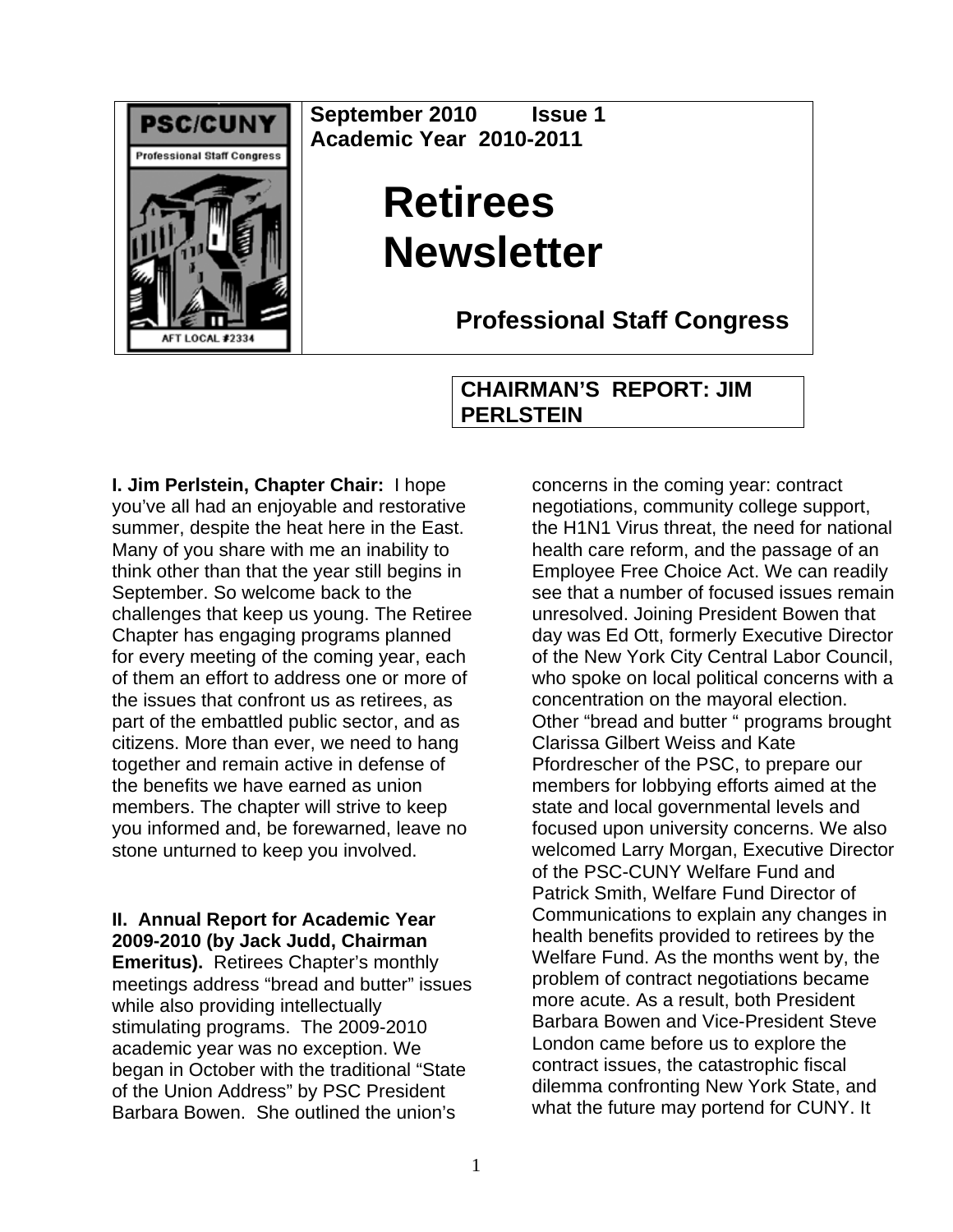September 2010 Issue 1
Academic Year 2010-2011

# Retirees Newsletter

## Professional Staff Congress

### CHAIRMAN'S REPORT: JIM PERLSTEIN

**I. Jim Perlstein, Chapter Chair:** I hope you've all had an enjoyable and restorative summer, despite the heat here in the East. Many of you share with me an inability to think other than that the year still begins in September. So welcome back to the challenges that keep us young. The Retiree Chapter has engaging programs planned for every meeting of the coming year, each of them an effort to address one or more of the issues that confront us as retirees, as part of the embattled public sector, and as citizens. More than ever, we need to hang together and remain active in defense of the benefits we have earned as union members. The chapter will strive to keep you informed and, be forewarned, leave no stone unturned to keep you involved.

**II. Annual Report for Academic Year 2009-2010 (by Jack Judd, Chairman Emeritus).** Retirees Chapter's monthly meetings address "bread and butter" issues while also providing intellectually stimulating programs. The 2009-2010 academic year was no exception. We began in October with the traditional "State of the Union Address" by PSC President Barbara Bowen. She outlined the union's concerns in the coming year: contract negotiations, community college support, the H1N1 Virus threat, the need for national health care reform, and the passage of an Employee Free Choice Act. We can readily see that a number of focused issues remain unresolved. Joining President Bowen that day was Ed Ott, formerly Executive Director of the New York City Central Labor Council, who spoke on local political concerns with a concentration on the mayoral election. Other "bread and butter " programs brought Clarissa Gilbert Weiss and Kate Pfordrescher of the PSC, to prepare our members for lobbying efforts aimed at the state and local governmental levels and focused upon university concerns. We also welcomed Larry Morgan, Executive Director of the PSC-CUNY Welfare Fund and Patrick Smith, Welfare Fund Director of Communications to explain any changes in health benefits provided to retirees by the Welfare Fund. As the months went by, the problem of contract negotiations became more acute. As a result, both President Barbara Bowen and Vice-President Steve London came before us to explore the contract issues, the catastrophic fiscal dilemma confronting New York State, and what the future may portend for CUNY. It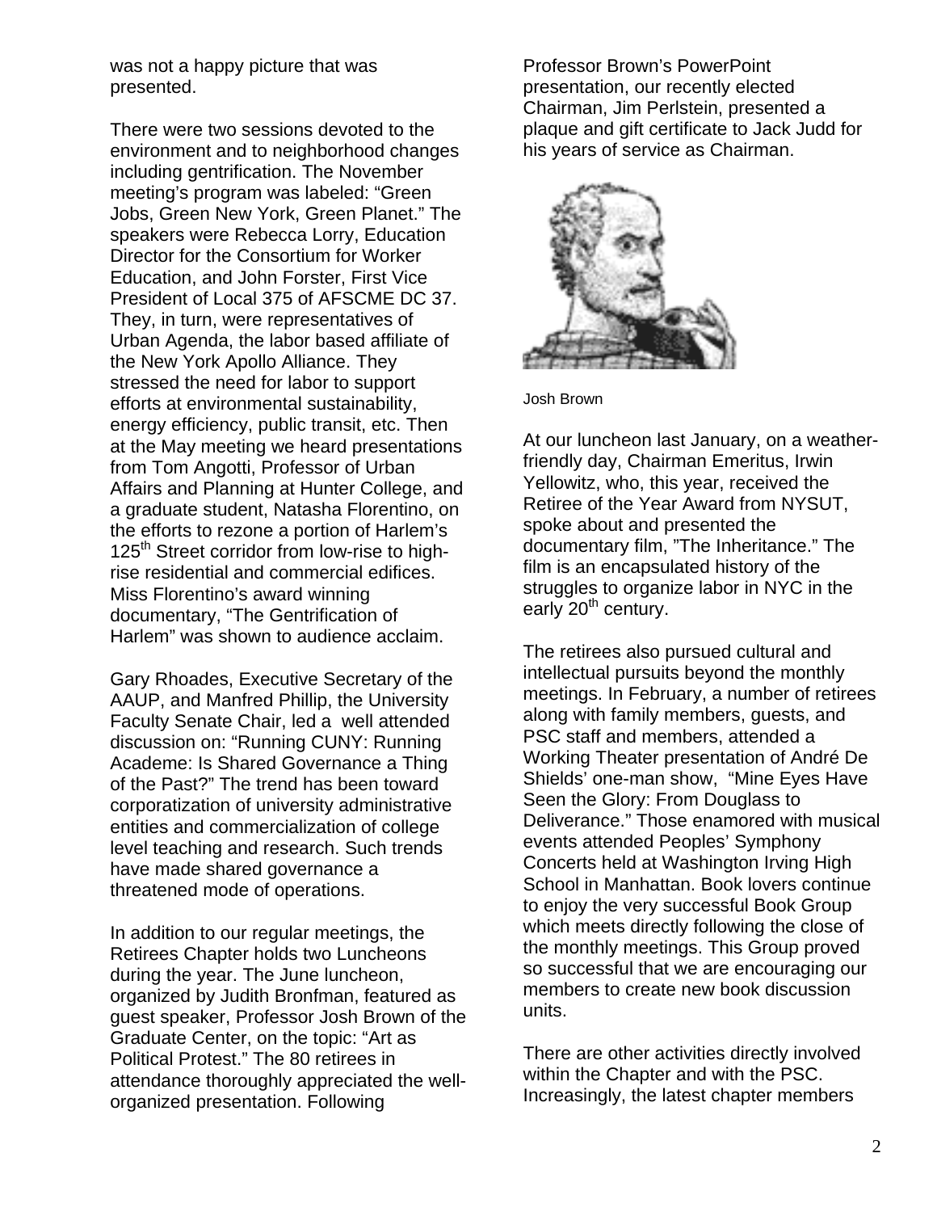was not a happy picture that was presented.

There were two sessions devoted to the environment and to neighborhood changes including gentrification. The November meeting's program was labeled: "Green Jobs, Green New York, Green Planet." The speakers were Rebecca Lorry, Education Director for the Consortium for Worker Education, and John Forster, First Vice President of Local 375 of AFSCME DC 37. They, in turn, were representatives of Urban Agenda, the labor based affiliate of the New York Apollo Alliance. They stressed the need for labor to support efforts at environmental sustainability, energy efficiency, public transit, etc. Then at the May meeting we heard presentations from Tom Angotti, Professor of Urban Affairs and Planning at Hunter College, and a graduate student, Natasha Florentino, on the efforts to rezone a portion of Harlem's 125th Street corridor from low-rise to high-rise residential and commercial edifices. Miss Florentino's award winning documentary, "The Gentrification of Harlem" was shown to audience acclaim.

Gary Rhoades, Executive Secretary of the AAUP, and Manfred Phillip, the University Faculty Senate Chair, led a well attended discussion on: "Running CUNY: Running Academe: Is Shared Governance a Thing of the Past?" The trend has been toward corporatization of university administrative entities and commercialization of college level teaching and research. Such trends have made shared governance a threatened mode of operations.

In addition to our regular meetings, the Retirees Chapter holds two Luncheons during the year. The June luncheon, organized by Judith Bronfman, featured as guest speaker, Professor Josh Brown of the Graduate Center, on the topic: "Art as Political Protest." The 80 retirees in attendance thoroughly appreciated the well-organized presentation. Following Professor Brown's PowerPoint presentation, our recently elected Chairman, Jim Perlstein, presented a plaque and gift certificate to Jack Judd for his years of service as Chairman.

Josh Brown

At our luncheon last January, on a weather-friendly day, Chairman Emeritus, Irwin Yellowitz, who, this year, received the Retiree of the Year Award from NYSUT, spoke about and presented the documentary film, "The Inheritance." The film is an encapsulated history of the struggles to organize labor in NYC in the early 20th century.

The retirees also pursued cultural and intellectual pursuits beyond the monthly meetings. In February, a number of retirees along with family members, guests, and PSC staff and members, attended a Working Theater presentation of André De Shields' one-man show, "Mine Eyes Have Seen the Glory: From Douglass to Deliverance." Those enamored with musical events attended Peoples' Symphony Concerts held at Washington Irving High School in Manhattan. Book lovers continue to enjoy the very successful Book Group which meets directly following the close of the monthly meetings. This Group proved so successful that we are encouraging our members to create new book discussion units.

There are other activities directly involved within the Chapter and with the PSC. Increasingly, the latest chapter members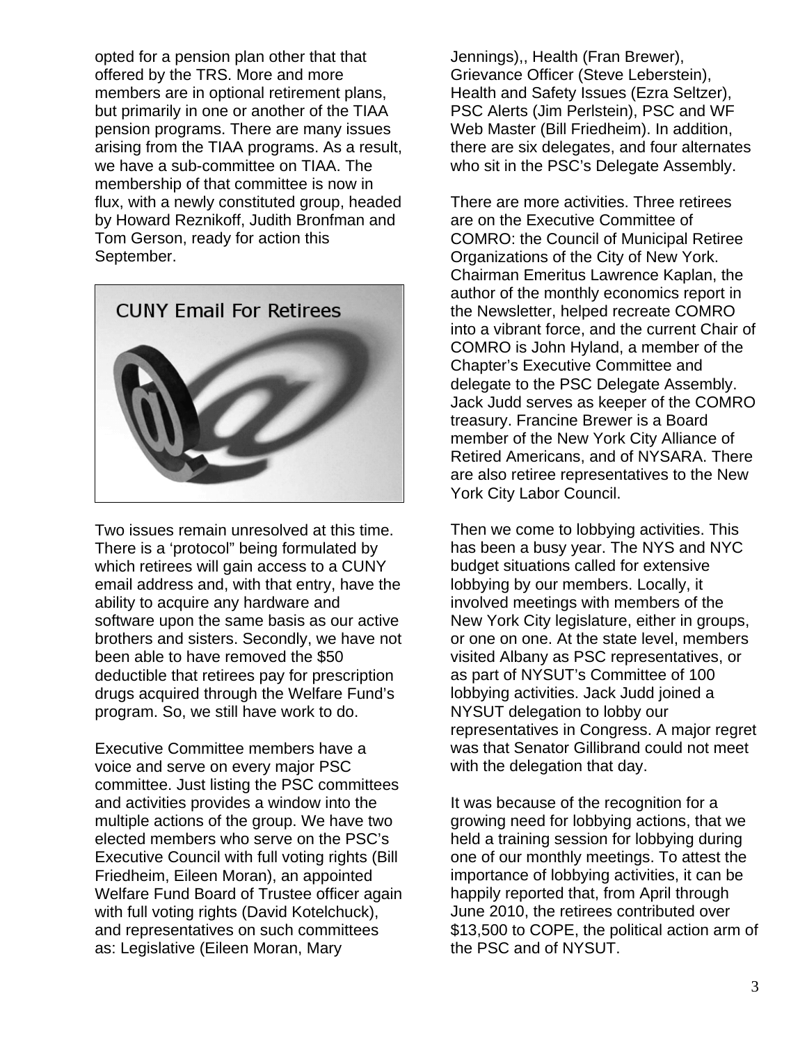opted for a pension plan other that that offered by the TRS. More and more members are in optional retirement plans, but primarily in one or another of the TIAA pension programs. There are many issues arising from the TIAA programs. As a result, we have a sub-committee on TIAA. The membership of that committee is now in flux, with a newly constituted group, headed by Howard Reznikoff, Judith Bronfman and Tom Gerson, ready for action this September.

CUNY Email For Retirees

Two issues remain unresolved at this time. There is a 'protocol" being formulated by which retirees will gain access to a CUNY email address and, with that entry, have the ability to acquire any hardware and software upon the same basis as our active brothers and sisters. Secondly, we have not been able to have removed the $50 deductible that retirees pay for prescription drugs acquired through the Welfare Fund's program. So, we still have work to do.

Executive Committee members have a voice and serve on every major PSC committee. Just listing the PSC committees and activities provides a window into the multiple actions of the group. We have two elected members who serve on the PSC's Executive Council with full voting rights (Bill Friedheim, Eileen Moran), an appointed Welfare Fund Board of Trustee officer again with full voting rights (David Kotelchuck), and representatives on such committees as: Legislative (Eileen Moran, Mary Jennings),, Health (Fran Brewer), Grievance Officer (Steve Leberstein), Health and Safety Issues (Ezra Seltzer), PSC Alerts (Jim Perlstein), PSC and WF Web Master (Bill Friedheim). In addition, there are six delegates, and four alternates who sit in the PSC's Delegate Assembly.

There are more activities. Three retirees are on the Executive Committee of COMRO: the Council of Municipal Retiree Organizations of the City of New York. Chairman Emeritus Lawrence Kaplan, the author of the monthly economics report in the Newsletter, helped recreate COMRO into a vibrant force, and the current Chair of COMRO is John Hyland, a member of the Chapter's Executive Committee and delegate to the PSC Delegate Assembly. Jack Judd serves as keeper of the COMRO treasury. Francine Brewer is a Board member of the New York City Alliance of Retired Americans, and of NYSARA. There are also retiree representatives to the New York City Labor Council.

Then we come to lobbying activities. This has been a busy year. The NYS and NYC budget situations called for extensive lobbying by our members. Locally, it involved meetings with members of the New York City legislature, either in groups, or one on one. At the state level, members visited Albany as PSC representatives, or as part of NYSUT's Committee of 100 lobbying activities. Jack Judd joined a NYSUT delegation to lobby our representatives in Congress. A major regret was that Senator Gillibrand could not meet with the delegation that day.

It was because of the recognition for a growing need for lobbying actions, that we held a training session for lobbying during one of our monthly meetings. To attest the importance of lobbying activities, it can be happily reported that, from April through June 2010, the retirees contributed over $13,500 to COPE, the political action arm of the PSC and of NYSUT.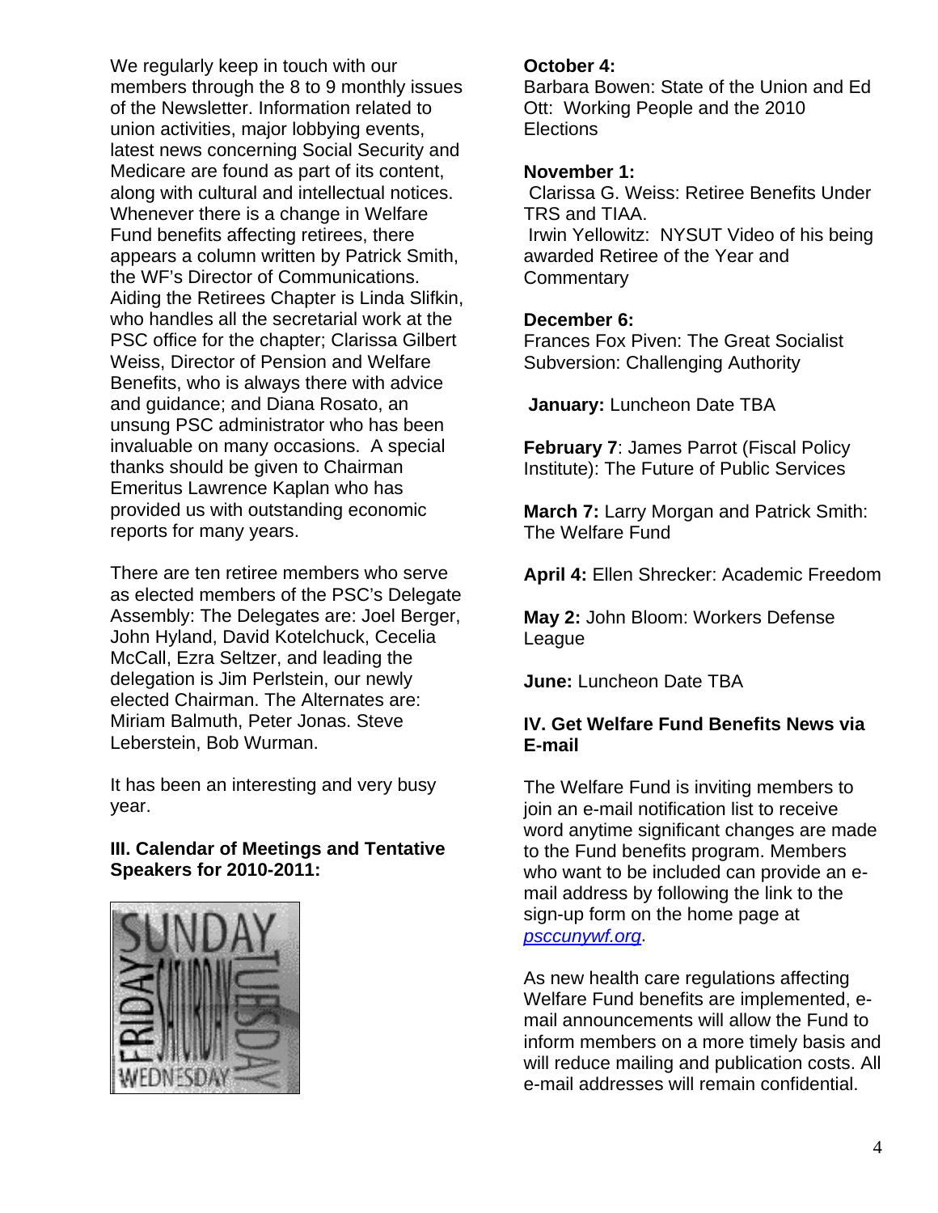We regularly keep in touch with our members through the 8 to 9 monthly issues of the Newsletter. Information related to union activities, major lobbying events, latest news concerning Social Security and Medicare are found as part of its content, along with cultural and intellectual notices. Whenever there is a change in Welfare Fund benefits affecting retirees, there appears a column written by Patrick Smith, the WF's Director of Communications. Aiding the Retirees Chapter is Linda Slifkin, who handles all the secretarial work at the PSC office for the chapter; Clarissa Gilbert Weiss, Director of Pension and Welfare Benefits, who is always there with advice and guidance; and Diana Rosato, an unsung PSC administrator who has been invaluable on many occasions. A special thanks should be given to Chairman Emeritus Lawrence Kaplan who has provided us with outstanding economic reports for many years.

There are ten retiree members who serve as elected members of the PSC's Delegate Assembly: The Delegates are: Joel Berger, John Hyland, David Kotelchuck, Cecelia McCall, Ezra Seltzer, and leading the delegation is Jim Perlstein, our newly elected Chairman. The Alternates are: Miriam Balmuth, Peter Jonas. Steve Leberstein, Bob Wurman.

It has been an interesting and very busy year.

### III. Calendar of Meetings and Tentative Speakers for 2010-2011:

**October 4:**
Barbara Bowen: State of the Union and Ed Ott: Working People and the 2010 Elections

**November 1:**
Clarissa G. Weiss: Retiree Benefits Under TRS and TIAA.
Irwin Yellowitz: NYSUT Video of his being awarded Retiree of the Year and Commentary

**December 6:**
Frances Fox Piven: The Great Socialist Subversion: Challenging Authority

**January:** Luncheon Date TBA

**February 7**: James Parrot (Fiscal Policy Institute): The Future of Public Services

**March 7:** Larry Morgan and Patrick Smith: The Welfare Fund

**April 4:** Ellen Shrecker: Academic Freedom

**May 2:** John Bloom: Workers Defense League

**June:** Luncheon Date TBA

### IV. Get Welfare Fund Benefits News via E-mail

The Welfare Fund is inviting members to join an e-mail notification list to receive word anytime significant changes are made to the Fund benefits program. Members who want to be included can provide an e-mail address by following the link to the sign-up form on the home page at *psccunywf.org*.

As new health care regulations affecting Welfare Fund benefits are implemented, e-mail announcements will allow the Fund to inform members on a more timely basis and will reduce mailing and publication costs. All e-mail addresses will remain confidential.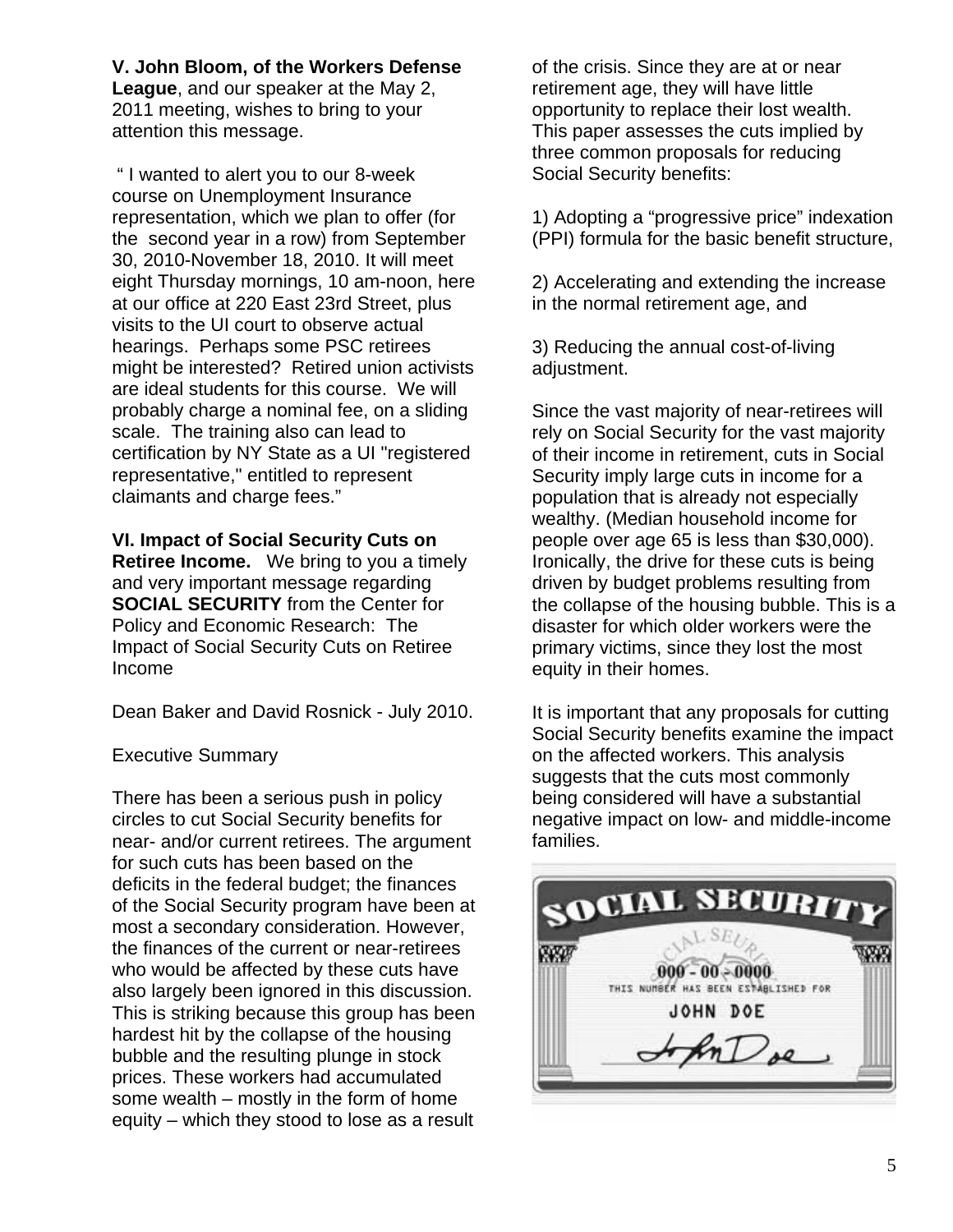**V. John Bloom, of the Workers Defense League**, and our speaker at the May 2, 2011 meeting, wishes to bring to your attention this message.

" I wanted to alert you to our 8-week course on Unemployment Insurance representation, which we plan to offer (for the second year in a row) from September 30, 2010-November 18, 2010. It will meet eight Thursday mornings, 10 am-noon, here at our office at 220 East 23rd Street, plus visits to the UI court to observe actual hearings. Perhaps some PSC retirees might be interested? Retired union activists are ideal students for this course. We will probably charge a nominal fee, on a sliding scale. The training also can lead to certification by NY State as a UI "registered representative," entitled to represent claimants and charge fees."

**VI. Impact of Social Security Cuts on Retiree Income.** We bring to you a timely and very important message regarding **SOCIAL SECURITY** from the Center for Policy and Economic Research: The Impact of Social Security Cuts on Retiree Income

Dean Baker and David Rosnick - July 2010.

Executive Summary

There has been a serious push in policy circles to cut Social Security benefits for near- and/or current retirees. The argument for such cuts has been based on the deficits in the federal budget; the finances of the Social Security program have been at most a secondary consideration. However, the finances of the current or near-retirees who would be affected by these cuts have also largely been ignored in this discussion. This is striking because this group has been hardest hit by the collapse of the housing bubble and the resulting plunge in stock prices. These workers had accumulated some wealth – mostly in the form of home equity – which they stood to lose as a result of the crisis. Since they are at or near retirement age, they will have little opportunity to replace their lost wealth. This paper assesses the cuts implied by three common proposals for reducing Social Security benefits:

1) Adopting a "progressive price" indexation (PPI) formula for the basic benefit structure,

2) Accelerating and extending the increase in the normal retirement age, and

3) Reducing the annual cost-of-living adjustment.

Since the vast majority of near-retirees will rely on Social Security for the vast majority of their income in retirement, cuts in Social Security imply large cuts in income for a population that is already not especially wealthy. (Median household income for people over age 65 is less than $30,000). Ironically, the drive for these cuts is being driven by budget problems resulting from the collapse of the housing bubble. This is a disaster for which older workers were the primary victims, since they lost the most equity in their homes.

It is important that any proposals for cutting Social Security benefits examine the impact on the affected workers. This analysis suggests that the cuts most commonly being considered will have a substantial negative impact on low- and middle-income families.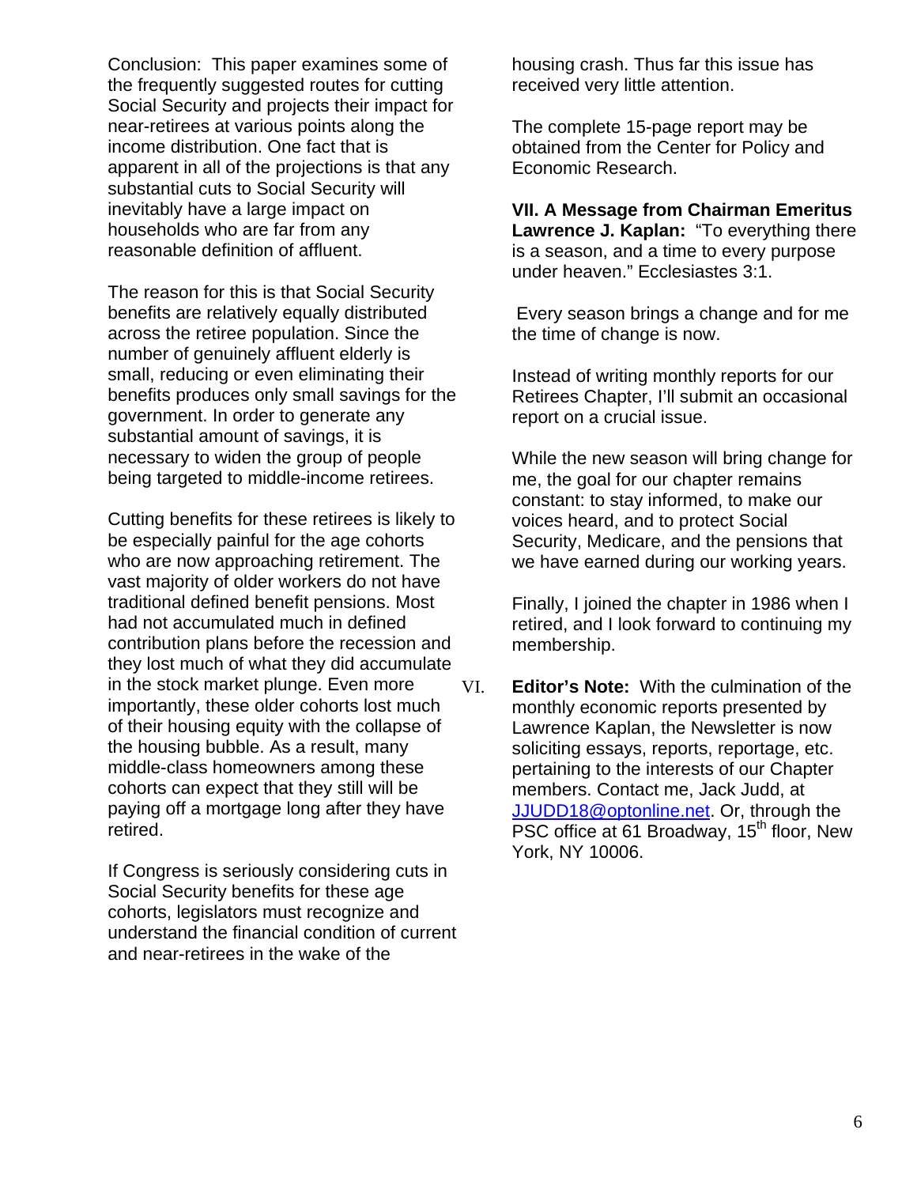Conclusion: This paper examines some of the frequently suggested routes for cutting Social Security and projects their impact for near-retirees at various points along the income distribution. One fact that is apparent in all of the projections is that any substantial cuts to Social Security will inevitably have a large impact on households who are far from any reasonable definition of affluent.

The reason for this is that Social Security benefits are relatively equally distributed across the retiree population. Since the number of genuinely affluent elderly is small, reducing or even eliminating their benefits produces only small savings for the government. In order to generate any substantial amount of savings, it is necessary to widen the group of people being targeted to middle-income retirees.

Cutting benefits for these retirees is likely to be especially painful for the age cohorts who are now approaching retirement. The vast majority of older workers do not have traditional defined benefit pensions. Most had not accumulated much in defined contribution plans before the recession and they lost much of what they did accumulate in the stock market plunge. Even more importantly, these older cohorts lost much of their housing equity with the collapse of the housing bubble. As a result, many middle-class homeowners among these cohorts can expect that they still will be paying off a mortgage long after they have retired.

If Congress is seriously considering cuts in Social Security benefits for these age cohorts, legislators must recognize and understand the financial condition of current and near-retirees in the wake of the housing crash. Thus far this issue has received very little attention.

The complete 15-page report may be obtained from the Center for Policy and Economic Research.

**VII. A Message from Chairman Emeritus Lawrence J. Kaplan:** "To everything there is a season, and a time to every purpose under heaven." Ecclesiastes 3:1.

Every season brings a change and for me the time of change is now.

Instead of writing monthly reports for our Retirees Chapter, I'll submit an occasional report on a crucial issue.

While the new season will bring change for me, the goal for our chapter remains constant: to stay informed, to make our voices heard, and to protect Social Security, Medicare, and the pensions that we have earned during our working years.

Finally, I joined the chapter in 1986 when I retired, and I look forward to continuing my membership.

VI. **Editor's Note:** With the culmination of the monthly economic reports presented by Lawrence Kaplan, the Newsletter is now soliciting essays, reports, reportage, etc. pertaining to the interests of our Chapter members. Contact me, Jack Judd, at JJUDD18@optonline.net. Or, through the PSC office at 61 Broadway, 15th floor, New York, NY 10006.